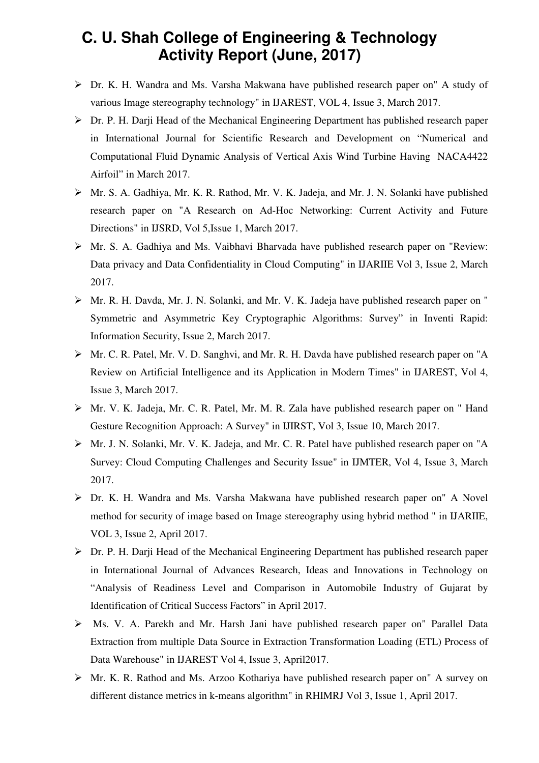# C. U. Shah College of Engineering & Technology Activity Report (June, 2017)

- Dr. K. H. Wandra and Ms. Varsha Makwana have published research paper on" A study of various Image stereography technology" in IJAREST, VOL 4, Issue 3, March 2017.
- Dr. P. H. Darji Head of the Mechanical Engineering Department has published research paper in International Journal for Scientific Research and Development on "Numerical and Computational Fluid Dynamic Analysis of Vertical Axis Wind Turbine Having NACA4422 Airfoil" in March 2017.
- Mr. S. A. Gadhiya, Mr. K. R. Rathod, Mr. V. K. Jadeja, and Mr. J. N. Solanki have published research paper on "A Research on Ad-Hoc Networking: Current Activity and Future Directions" in IJSRD, Vol 5,Issue 1, March 2017.
- Mr. S. A. Gadhiya and Ms. Vaibhavi Bharvada have published research paper on "Review: Data privacy and Data Confidentiality in Cloud Computing" in IJARIIE Vol 3, Issue 2, March 2017.
- Mr. R. H. Davda, Mr. J. N. Solanki, and Mr. V. K. Jadeja have published research paper on " Symmetric and Asymmetric Key Cryptographic Algorithms: Survey" in Inventi Rapid: Information Security, Issue 2, March 2017.
- Mr. C. R. Patel, Mr. V. D. Sanghvi, and Mr. R. H. Davda have published research paper on "A Review on Artificial Intelligence and its Application in Modern Times" in IJAREST, Vol 4, Issue 3, March 2017.
- Mr. V. K. Jadeja, Mr. C. R. Patel, Mr. M. R. Zala have published research paper on " Hand Gesture Recognition Approach: A Survey" in IJIRST, Vol 3, Issue 10, March 2017.
- Mr. J. N. Solanki, Mr. V. K. Jadeja, and Mr. C. R. Patel have published research paper on "A Survey: Cloud Computing Challenges and Security Issue" in IJMTER, Vol 4, Issue 3, March 2017.
- Dr. K. H. Wandra and Ms. Varsha Makwana have published research paper on" A Novel method for security of image based on Image stereography using hybrid method " in IJARIIE, VOL 3, Issue 2, April 2017.
- Dr. P. H. Darji Head of the Mechanical Engineering Department has published research paper in International Journal of Advances Research, Ideas and Innovations in Technology on "Analysis of Readiness Level and Comparison in Automobile Industry of Gujarat by Identification of Critical Success Factors" in April 2017.
- Ms. V. A. Parekh and Mr. Harsh Jani have published research paper on" Parallel Data Extraction from multiple Data Source in Extraction Transformation Loading (ETL) Process of Data Warehouse" in IJAREST Vol 4, Issue 3, April2017.
- Mr. K. R. Rathod and Ms. Arzoo Kothariya have published research paper on" A survey on different distance metrics in k-means algorithm" in RHIMRJ Vol 3, Issue 1, April 2017.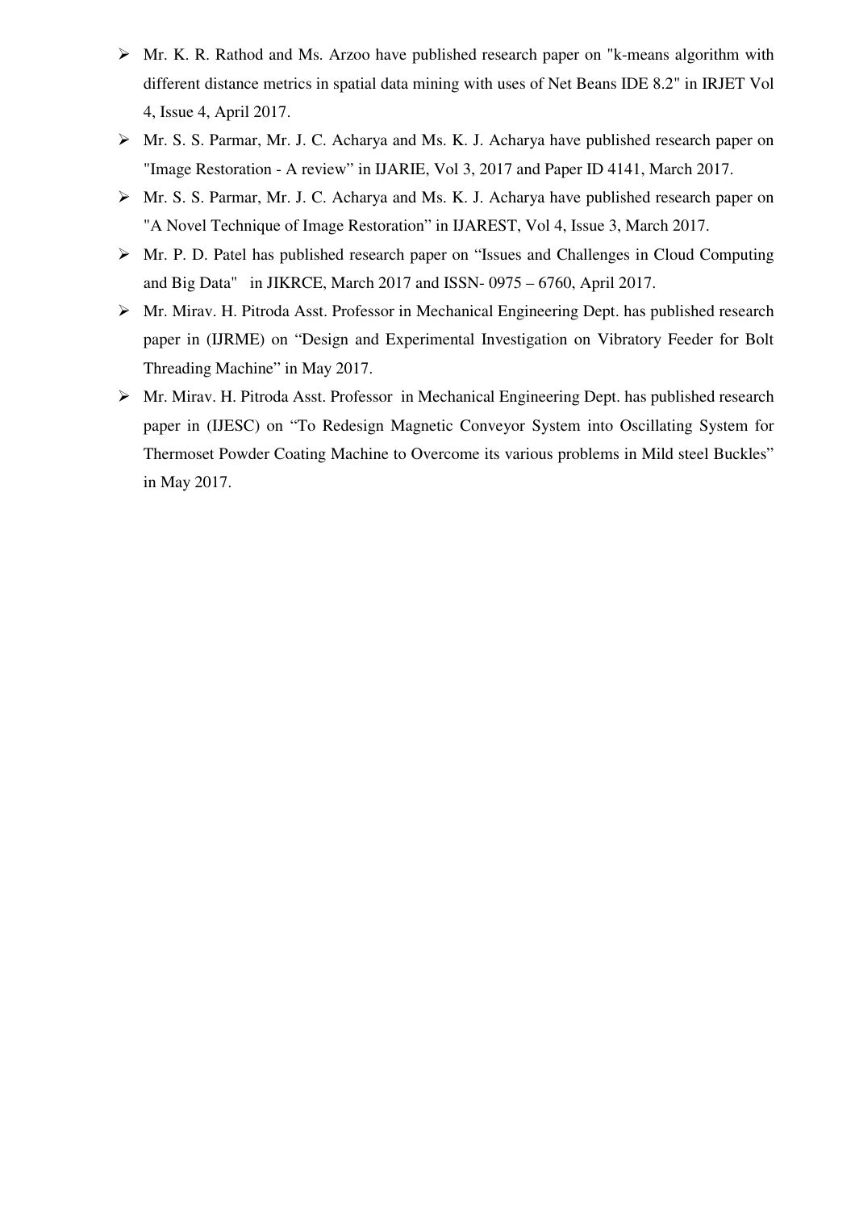- Mr. K. R. Rathod and Ms. Arzoo have published research paper on "k-means algorithm with different distance metrics in spatial data mining with uses of Net Beans IDE 8.2" in IRJET Vol 4, Issue 4, April 2017.
- Mr. S. S. Parmar, Mr. J. C. Acharya and Ms. K. J. Acharya have published research paper on "Image Restoration - A review" in IJARIE, Vol 3, 2017 and Paper ID 4141, March 2017.
- Mr. S. S. Parmar, Mr. J. C. Acharya and Ms. K. J. Acharya have published research paper on "A Novel Technique of Image Restoration" in IJAREST, Vol 4, Issue 3, March 2017.
- Mr. P. D. Patel has published research paper on "Issues and Challenges in Cloud Computing and Big Data" in JIKRCE, March 2017 and ISSN- 0975 – 6760, April 2017.
- Mr. Mirav. H. Pitroda Asst. Professor in Mechanical Engineering Dept. has published research paper in (IJRME) on "Design and Experimental Investigation on Vibratory Feeder for Bolt Threading Machine" in May 2017.
- Mr. Mirav. H. Pitroda Asst. Professor in Mechanical Engineering Dept. has published research paper in (IJESC) on "To Redesign Magnetic Conveyor System into Oscillating System for Thermoset Powder Coating Machine to Overcome its various problems in Mild steel Buckles" in May 2017.